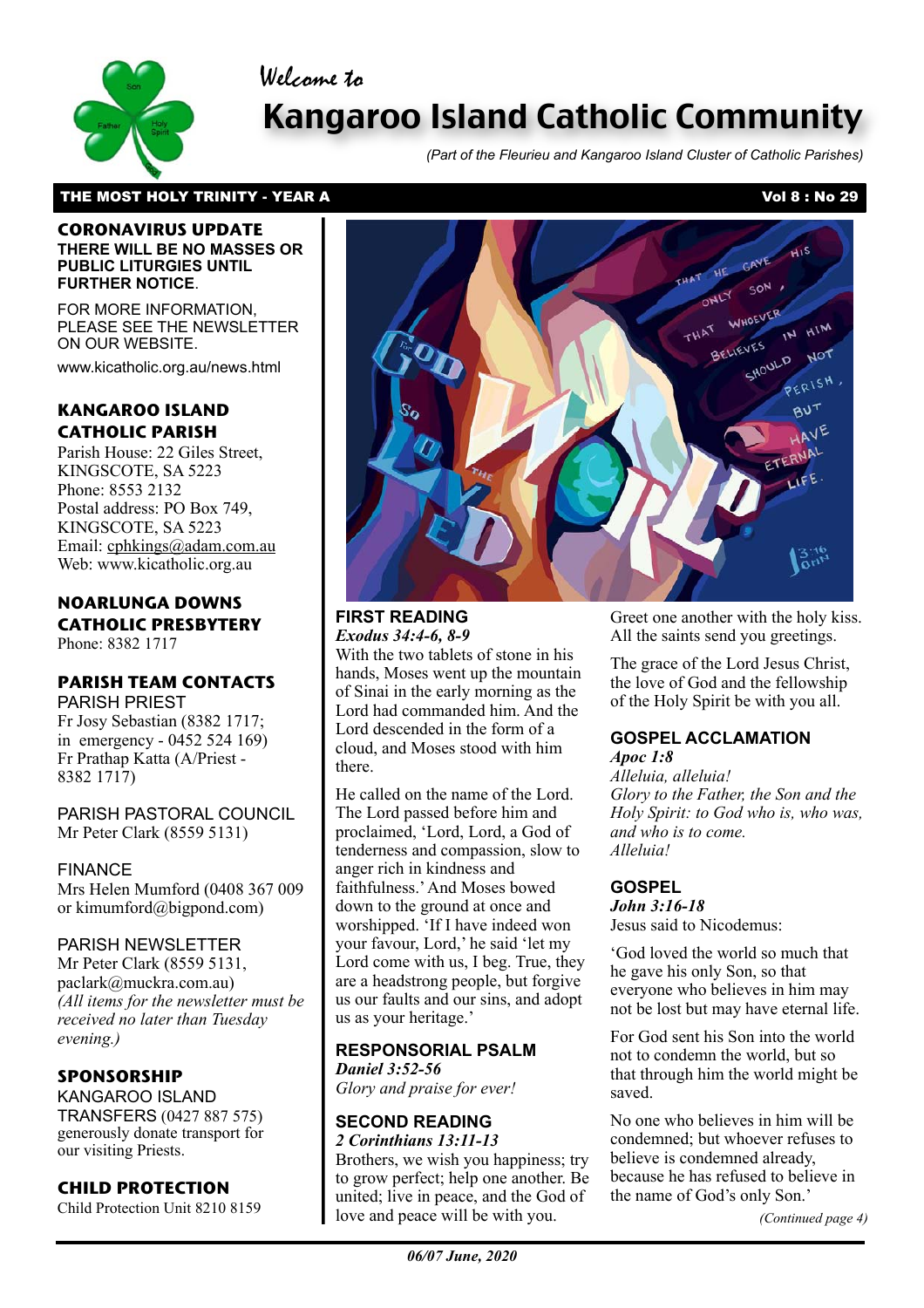Welcome to

# Kangaroo Island Catholic Community

*(Part of the Fleurieu and Kangaroo Island Cluster of Catholic Parishes)*

**THE MOST HOLY TRINITY - YEAR A** **Vol 8 : No 29**

## CORONAVIRUS UPDATE

**THERE WILL BE NO MASSES OR PUBLIC LITURGIES UNTIL FURTHER NOTICE**.

FOR MORE INFORMATION, PLEASE SEE THE NEWSLETTER ON OUR WEBSITE.

www.kicatholic.org.au/news.html

## KANGAROO ISLAND CATHOLIC PARISH

Parish House: 22 Giles Street, KINGSCOTE, SA 5223
Phone: 8553 2132
Postal address: PO Box 749, KINGSCOTE, SA 5223
Email: cphkings@adam.com.au
Web: www.kicatholic.org.au

## NOARLUNGA DOWNS CATHOLIC PRESBYTERY

Phone: 8382 1717

## PARISH TEAM CONTACTS

PARISH PRIEST
Fr Josy Sebastian (8382 1717; in emergency - 0452 524 169)
Fr Prathap Katta (A/Priest - 8382 1717)

PARISH PASTORAL COUNCIL
Mr Peter Clark (8559 5131)

FINANCE
Mrs Helen Mumford (0408 367 009 or kimumford@bigpond.com)

PARISH NEWSLETTER
Mr Peter Clark (8559 5131, paclark@muckra.com.au)
*(All items for the newsletter must be received no later than Tuesday evening.)*

## SPONSORSHIP

KANGAROO ISLAND TRANSFERS (0427 887 575) generously donate transport for our visiting Priests.

## CHILD PROTECTION

Child Protection Unit 8210 8159

## FIRST READING

***Exodus 34:4-6, 8-9***

With the two tablets of stone in his hands, Moses went up the mountain of Sinai in the early morning as the Lord had commanded him. And the Lord descended in the form of a cloud, and Moses stood with him there.

He called on the name of the Lord. The Lord passed before him and proclaimed, 'Lord, Lord, a God of tenderness and compassion, slow to anger rich in kindness and faithfulness.' And Moses bowed down to the ground at once and worshipped. 'If I have indeed won your favour, Lord,' he said 'let my Lord come with us, I beg. True, they are a headstrong people, but forgive us our faults and our sins, and adopt us as your heritage.'

## RESPONSORIAL PSALM

***Daniel 3:52-56***

*Glory and praise for ever!*

## SECOND READING

***2 Corinthians 13:11-13***

Brothers, we wish you happiness; try to grow perfect; help one another. Be united; live in peace, and the God of love and peace will be with you.

Greet one another with the holy kiss. All the saints send you greetings.

The grace of the Lord Jesus Christ, the love of God and the fellowship of the Holy Spirit be with you all.

## GOSPEL ACCLAMATION

***Apoc 1:8***

*Alleluia, alleluia!*
*Glory to the Father, the Son and the Holy Spirit: to God who is, who was, and who is to come.*
*Alleluia!*

## GOSPEL

***John 3:16-18***

Jesus said to Nicodemus:

'God loved the world so much that he gave his only Son, so that everyone who believes in him may not be lost but may have eternal life.

For God sent his Son into the world not to condemn the world, but so that through him the world might be saved.

No one who believes in him will be condemned; but whoever refuses to believe is condemned already, because he has refused to believe in the name of God's only Son.'

*(Continued page 4)*

*06/07 June, 2020*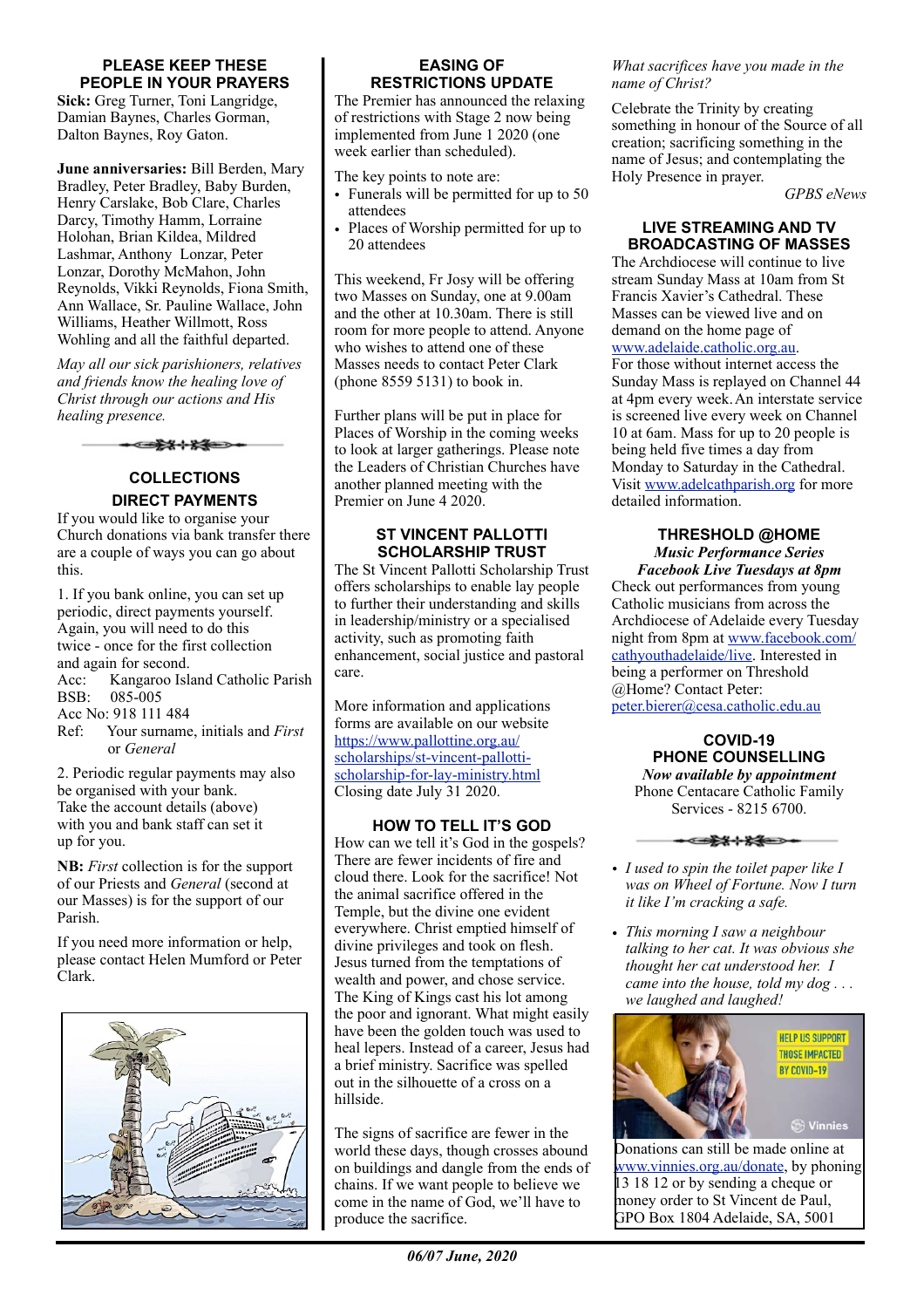## PLEASE KEEP THESE PEOPLE IN YOUR PRAYERS

**Sick:** Greg Turner, Toni Langridge, Damian Baynes, Charles Gorman, Dalton Baynes, Roy Gaton.

**June anniversaries:** Bill Berden, Mary Bradley, Peter Bradley, Baby Burden, Henry Carslake, Bob Clare, Charles Darcy, Timothy Hamm, Lorraine Holohan, Brian Kildea, Mildred Lashmar, Anthony Lonzar, Peter Lonzar, Dorothy McMahon, John Reynolds, Vikki Reynolds, Fiona Smith, Ann Wallace, Sr. Pauline Wallace, John Williams, Heather Willmott, Ross Wohling and all the faithful departed.

*May all our sick parishioners, relatives and friends know the healing love of Christ through our actions and His healing presence.*

## COLLECTIONS
### DIRECT PAYMENTS

If you would like to organise your Church donations via bank transfer there are a couple of ways you can go about this.

1. If you bank online, you can set up periodic, direct payments yourself. Again, you will need to do this twice - once for the first collection and again for second.
Acc: Kangaroo Island Catholic Parish
BSB: 085-005
Acc No: 918 111 484
Ref: Your surname, initials and *First* or *General*

2. Periodic regular payments may also be organised with your bank. Take the account details (above) with you and bank staff can set it up for you.

**NB:** *First* collection is for the support of our Priests and *General* (second at our Masses) is for the support of our Parish.

If you need more information or help, please contact Helen Mumford or Peter Clark.

## EASING OF RESTRICTIONS UPDATE

The Premier has announced the relaxing of restrictions with Stage 2 now being implemented from June 1 2020 (one week earlier than scheduled).

The key points to note are:

- Funerals will be permitted for up to 50 attendees
- Places of Worship permitted for up to 20 attendees

This weekend, Fr Josy will be offering two Masses on Sunday, one at 9.00am and the other at 10.30am. There is still room for more people to attend. Anyone who wishes to attend one of these Masses needs to contact Peter Clark (phone 8559 5131) to book in.

Further plans will be put in place for Places of Worship in the coming weeks to look at larger gatherings. Please note the Leaders of Christian Churches have another planned meeting with the Premier on June 4 2020.

## ST VINCENT PALLOTTI SCHOLARSHIP TRUST

The St Vincent Pallotti Scholarship Trust offers scholarships to enable lay people to further their understanding and skills in leadership/ministry or a specialised activity, such as promoting faith enhancement, social justice and pastoral care.

More information and applications forms are available on our website https://www.pallottine.org.au/scholarships/st-vincent-pallotti-scholarship-for-lay-ministry.html Closing date July 31 2020.

## HOW TO TELL IT'S GOD

How can we tell it's God in the gospels? There are fewer incidents of fire and cloud there. Look for the sacrifice! Not the animal sacrifice offered in the Temple, but the divine one evident everywhere. Christ emptied himself of divine privileges and took on flesh. Jesus turned from the temptations of wealth and power, and chose service. The King of Kings cast his lot among the poor and ignorant. What might easily have been the golden touch was used to heal lepers. Instead of a career, Jesus had a brief ministry. Sacrifice was spelled out in the silhouette of a cross on a hillside.

The signs of sacrifice are fewer in the world these days, though crosses abound on buildings and dangle from the ends of chains. If we want people to believe we come in the name of God, we'll have to produce the sacrifice.

*What sacrifices have you made in the name of Christ?*

Celebrate the Trinity by creating something in honour of the Source of all creation; sacrificing something in the name of Jesus; and contemplating the Holy Presence in prayer.

*GPBS eNews*

## LIVE STREAMING AND TV BROADCASTING OF MASSES

The Archdiocese will continue to live stream Sunday Mass at 10am from St Francis Xavier's Cathedral. These Masses can be viewed live and on demand on the home page of www.adelaide.catholic.org.au.
For those without internet access the Sunday Mass is replayed on Channel 44 at 4pm every week. An interstate service is screened live every week on Channel 10 at 6am. Mass for up to 20 people is being held five times a day from Monday to Saturday in the Cathedral. Visit www.adelcathparish.org for more detailed information.

## THRESHOLD @HOME
***Music Performance Series***
***Facebook Live Tuesdays at 8pm***

Check out performances from young Catholic musicians from across the Archdiocese of Adelaide every Tuesday night from 8pm at www.facebook.com/cathyouthadelaide/live. Interested in being a performer on Threshold @Home? Contact Peter: peter.bierer@cesa.catholic.edu.au

## COVID-19 PHONE COUNSELLING
***Now available by appointment***

Phone Centacare Catholic Family Services - 8215 6700.

- *I used to spin the toilet paper like I was on Wheel of Fortune. Now I turn it like I'm cracking a safe.*
- *This morning I saw a neighbour talking to her cat. It was obvious she thought her cat understood her. I came into the house, told my dog . . . we laughed and laughed!*

HELP US SUPPORT THOSE IMPACTED BY COVID-19 — Vinnies

Donations can still be made online at www.vinnies.org.au/donate, by phoning 13 18 12 or by sending a cheque or money order to St Vincent de Paul, GPO Box 1804 Adelaide, SA, 5001

*06/07 June, 2020*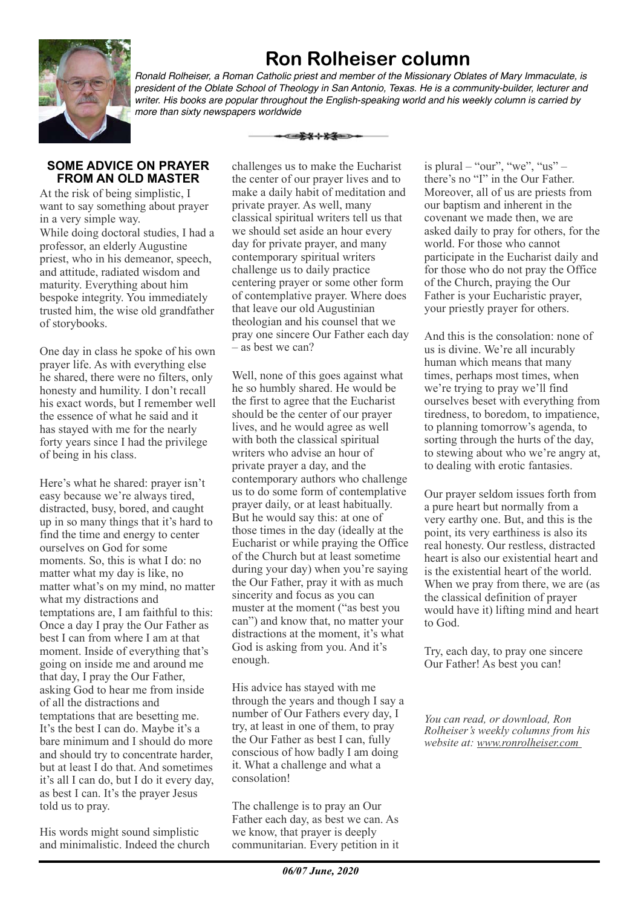# Ron Rolheiser column

*Ronald Rolheiser, a Roman Catholic priest and member of the Missionary Oblates of Mary Immaculate, is president of the Oblate School of Theology in San Antonio, Texas. He is a community-builder, lecturer and writer. His books are popular throughout the English-speaking world and his weekly column is carried by more than sixty newspapers worldwide*

## SOME ADVICE ON PRAYER FROM AN OLD MASTER

At the risk of being simplistic, I want to say something about prayer in a very simple way.

While doing doctoral studies, I had a professor, an elderly Augustine priest, who in his demeanor, speech, and attitude, radiated wisdom and maturity. Everything about him bespoke integrity. You immediately trusted him, the wise old grandfather of storybooks.

One day in class he spoke of his own prayer life. As with everything else he shared, there were no filters, only honesty and humility. I don't recall his exact words, but I remember well the essence of what he said and it has stayed with me for the nearly forty years since I had the privilege of being in his class.

Here's what he shared: prayer isn't easy because we're always tired, distracted, busy, bored, and caught up in so many things that it's hard to find the time and energy to center ourselves on God for some moments. So, this is what I do: no matter what my day is like, no matter what's on my mind, no matter what my distractions and temptations are, I am faithful to this: Once a day I pray the Our Father as best I can from where I am at that moment. Inside of everything that's going on inside me and around me that day, I pray the Our Father, asking God to hear me from inside of all the distractions and temptations that are besetting me. It's the best I can do. Maybe it's a bare minimum and I should do more and should try to concentrate harder, but at least I do that. And sometimes it's all I can do, but I do it every day, as best I can. It's the prayer Jesus told us to pray.

His words might sound simplistic and minimalistic. Indeed the church challenges us to make the Eucharist the center of our prayer lives and to make a daily habit of meditation and private prayer. As well, many classical spiritual writers tell us that we should set aside an hour every day for private prayer, and many contemporary spiritual writers challenge us to daily practice centering prayer or some other form of contemplative prayer. Where does that leave our old Augustinian theologian and his counsel that we pray one sincere Our Father each day – as best we can?

Well, none of this goes against what he so humbly shared. He would be the first to agree that the Eucharist should be the center of our prayer lives, and he would agree as well with both the classical spiritual writers who advise an hour of private prayer a day, and the contemporary authors who challenge us to do some form of contemplative prayer daily, or at least habitually. But he would say this: at one of those times in the day (ideally at the Eucharist or while praying the Office of the Church but at least sometime during your day) when you're saying the Our Father, pray it with as much sincerity and focus as you can muster at the moment ("as best you can") and know that, no matter your distractions at the moment, it's what God is asking from you. And it's enough.

His advice has stayed with me through the years and though I say a number of Our Fathers every day, I try, at least in one of them, to pray the Our Father as best I can, fully conscious of how badly I am doing it. What a challenge and what a consolation!

The challenge is to pray an Our Father each day, as best we can. As we know, that prayer is deeply communitarian. Every petition in it is plural – "our", "we", "us" – there's no "I" in the Our Father. Moreover, all of us are priests from our baptism and inherent in the covenant we made then, we are asked daily to pray for others, for the world. For those who cannot participate in the Eucharist daily and for those who do not pray the Office of the Church, praying the Our Father is your Eucharistic prayer, your priestly prayer for others.

And this is the consolation: none of us is divine. We're all incurably human which means that many times, perhaps most times, when we're trying to pray we'll find ourselves beset with everything from tiredness, to boredom, to impatience, to planning tomorrow's agenda, to sorting through the hurts of the day, to stewing about who we're angry at, to dealing with erotic fantasies.

Our prayer seldom issues forth from a pure heart but normally from a very earthy one. But, and this is the point, its very earthiness is also its real honesty. Our restless, distracted heart is also our existential heart and is the existential heart of the world. When we pray from there, we are (as the classical definition of prayer would have it) lifting mind and heart to God.

Try, each day, to pray one sincere Our Father! As best you can!

*You can read, or download, Ron Rolheiser's weekly columns from his website at: www.ronrolheiser.com*

***06/07 June, 2020***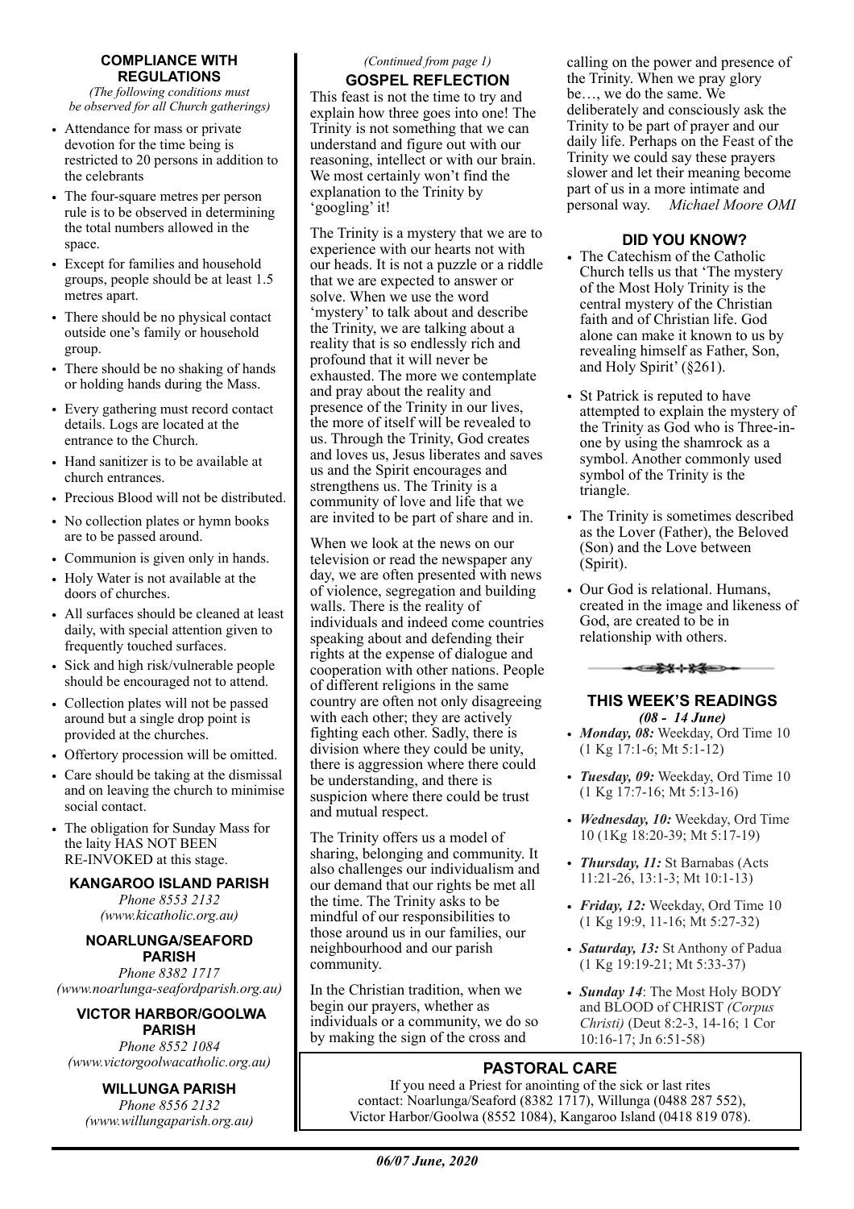## COMPLIANCE WITH REGULATIONS

*(The following conditions must be observed for all Church gatherings)*

- Attendance for mass or private devotion for the time being is restricted to 20 persons in addition to the celebrants
- The four-square metres per person rule is to be observed in determining the total numbers allowed in the space.
- Except for families and household groups, people should be at least 1.5 metres apart.
- There should be no physical contact outside one's family or household group.
- There should be no shaking of hands or holding hands during the Mass.
- Every gathering must record contact details. Logs are located at the entrance to the Church.
- Hand sanitizer is to be available at church entrances.
- Precious Blood will not be distributed.
- No collection plates or hymn books are to be passed around.
- Communion is given only in hands.
- Holy Water is not available at the doors of churches.
- All surfaces should be cleaned at least daily, with special attention given to frequently touched surfaces.
- Sick and high risk/vulnerable people should be encouraged not to attend.
- Collection plates will not be passed around but a single drop point is provided at the churches.
- Offertory procession will be omitted.
- Care should be taking at the dismissal and on leaving the church to minimise social contact.
- The obligation for Sunday Mass for the laity HAS NOT BEEN RE-INVOKED at this stage.

### KANGAROO ISLAND PARISH
*Phone 8553 2132*
*(www.kicatholic.org.au)*

### NOARLUNGA/SEAFORD PARISH
*Phone 8382 1717*
*(www.noarlunga-seafordparish.org.au)*

### VICTOR HARBOR/GOOLWA PARISH
*Phone 8552 1084*
*(www.victorgoolwacatholic.org.au)*

### WILLUNGA PARISH
*Phone 8556 2132*
*(www.willungaparish.org.au)*

*(Continued from page 1)*

## GOSPEL REFLECTION

This feast is not the time to try and explain how three goes into one! The Trinity is not something that we can understand and figure out with our reasoning, intellect or with our brain. We most certainly won't find the explanation to the Trinity by 'googling' it!

The Trinity is a mystery that we are to experience with our hearts not with our heads. It is not a puzzle or a riddle that we are expected to answer or solve. When we use the word 'mystery' to talk about and describe the Trinity, we are talking about a reality that is so endlessly rich and profound that it will never be exhausted. The more we contemplate and pray about the reality and presence of the Trinity in our lives, the more of itself will be revealed to us. Through the Trinity, God creates and loves us, Jesus liberates and saves us and the Spirit encourages and strengthens us. The Trinity is a community of love and life that we are invited to be part of share and in.

When we look at the news on our television or read the newspaper any day, we are often presented with news of violence, segregation and building walls. There is the reality of individuals and indeed come countries speaking about and defending their rights at the expense of dialogue and cooperation with other nations. People of different religions in the same country are often not only disagreeing with each other; they are actively fighting each other. Sadly, there is division where they could be unity, there is aggression where there could be understanding, and there is suspicion where there could be trust and mutual respect.

The Trinity offers us a model of sharing, belonging and community. It also challenges our individualism and our demand that our rights be met all the time. The Trinity asks to be mindful of our responsibilities to those around us in our families, our neighbourhood and our parish community.

In the Christian tradition, when we begin our prayers, whether as individuals or a community, we do so by making the sign of the cross and calling on the power and presence of the Trinity. When we pray glory be…, we do the same. We deliberately and consciously ask the Trinity to be part of prayer and our daily life. Perhaps on the Feast of the Trinity we could say these prayers slower and let their meaning become part of us in a more intimate and personal way. *Michael Moore OMI*

## DID YOU KNOW?

- The Catechism of the Catholic Church tells us that 'The mystery of the Most Holy Trinity is the central mystery of the Christian faith and of Christian life. God alone can make it known to us by revealing himself as Father, Son, and Holy Spirit' (§261).
- St Patrick is reputed to have attempted to explain the mystery of the Trinity as God who is Three-in-one by using the shamrock as a symbol. Another commonly used symbol of the Trinity is the triangle.
- The Trinity is sometimes described as the Lover (Father), the Beloved (Son) and the Love between (Spirit).
- Our God is relational. Humans, created in the image and likeness of God, are created to be in relationship with others.

## THIS WEEK'S READINGS
*(08 - 14 June)*

- ***Monday, 08:*** Weekday, Ord Time 10 (1 Kg 17:1-6; Mt 5:1-12)
- ***Tuesday, 09:*** Weekday, Ord Time 10 (1 Kg 17:7-16; Mt 5:13-16)
- ***Wednesday, 10:*** Weekday, Ord Time 10 (1Kg 18:20-39; Mt 5:17-19)
- ***Thursday, 11:*** St Barnabas (Acts 11:21-26, 13:1-3; Mt 10:1-13)
- ***Friday, 12:*** Weekday, Ord Time 10 (1 Kg 19:9, 11-16; Mt 5:27-32)
- ***Saturday, 13:*** St Anthony of Padua (1 Kg 19:19-21; Mt 5:33-37)
- ***Sunday 14***: The Most Holy BODY and BLOOD of CHRIST *(Corpus Christi)* (Deut 8:2-3, 14-16; 1 Cor 10:16-17; Jn 6:51-58)

## PASTORAL CARE

If you need a Priest for anointing of the sick or last rites contact: Noarlunga/Seaford (8382 1717), Willunga (0488 287 552), Victor Harbor/Goolwa (8552 1084), Kangaroo Island (0418 819 078).

*06/07 June, 2020*